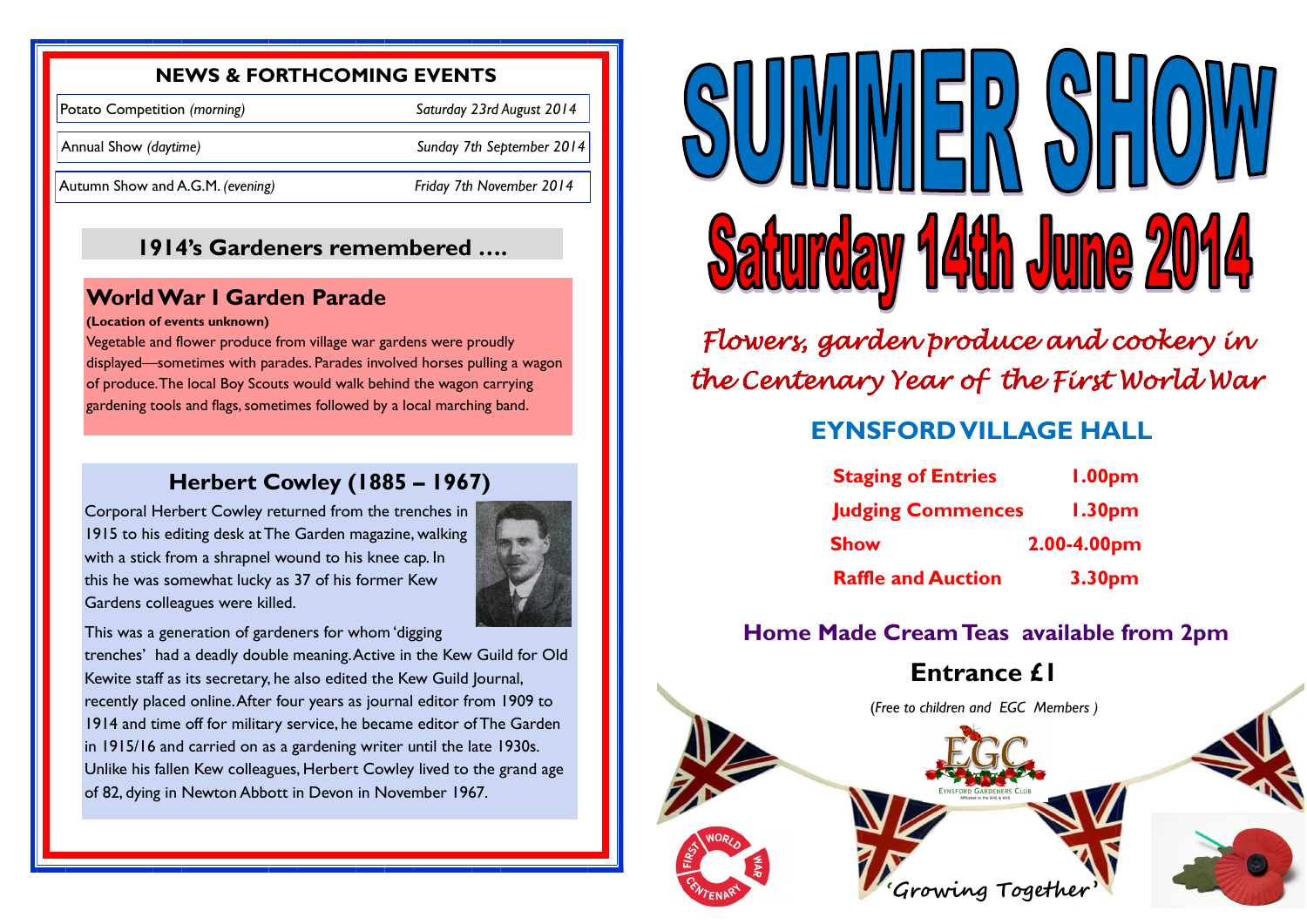## NEWS & FORTHCOMING EVENTS

| | |
|---|---|
| Potato Competition *(morning)* | *Saturday 23rd August 2014* |
| Annual Show *(daytime)* | *Sunday 7th September 2014* |
| Autumn Show and A.G.M. *(evening)* | *Friday 7th November 2014* |

## 1914's Gardeners remembered ….

### World War I Garden Parade

**(Location of events unknown)**

Vegetable and flower produce from village war gardens were proudly displayed—sometimes with parades. Parades involved horses pulling a wagon of produce. The local Boy Scouts would walk behind the wagon carrying gardening tools and flags, sometimes followed by a local marching band.

### Herbert Cowley (1885 – 1967)

Corporal Herbert Cowley returned from the trenches in 1915 to his editing desk at The Garden magazine, walking with a stick from a shrapnel wound to his knee cap. In this he was somewhat lucky as 37 of his former Kew Gardens colleagues were killed.

This was a generation of gardeners for whom 'digging trenches' had a deadly double meaning. Active in the Kew Guild for Old Kewite staff as its secretary, he also edited the Kew Guild Journal, recently placed online. After four years as journal editor from 1909 to 1914 and time off for military service, he became editor of The Garden in 1915/16 and carried on as a gardening writer until the late 1930s. Unlike his fallen Kew colleagues, Herbert Cowley lived to the grand age of 82, dying in Newton Abbott in Devon in November 1967.

# SUMMER SHOW

## Saturday 14th June 2014

*Flowers, garden produce and cookery in the Centenary Year of the First World War*

## EYNSFORD VILLAGE HALL

| | |
|---|---|
| **Staging of Entries** | **1.00pm** |
| **Judging Commences** | **1.30pm** |
| **Show** | **2.00-4.00pm** |
| **Raffle and Auction** | **3.30pm** |

**Home Made Cream Teas available from 2pm**

**Entrance £1**

*(Free to children and EGC Members )*

EGC

EYNSFORD GARDENERS CLUB

'Growing Together'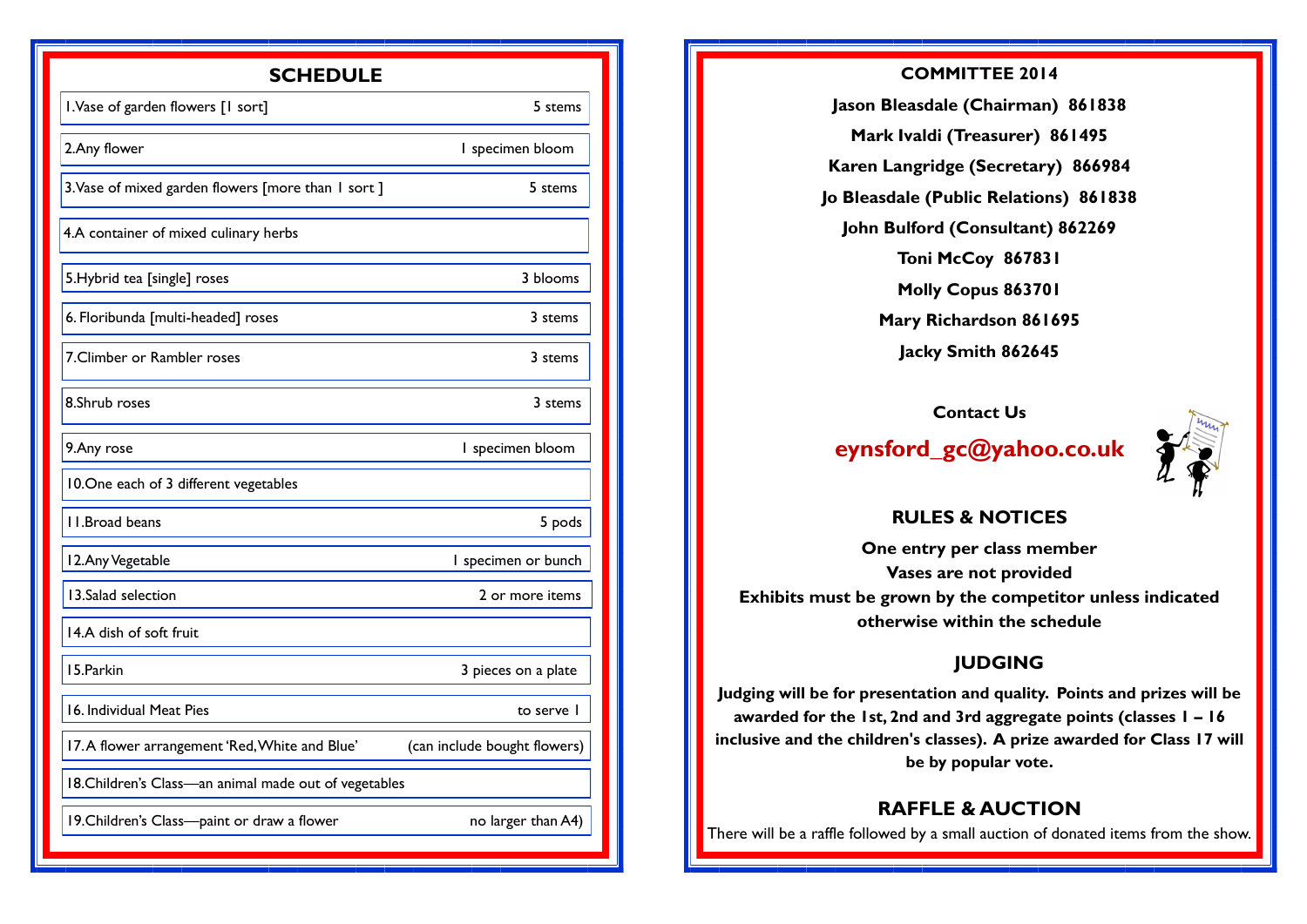## SCHEDULE

| | |
|---|---|
| 1.Vase of garden flowers [1 sort] | 5 stems |
| 2.Any flower | 1 specimen bloom |
| 3.Vase of mixed garden flowers [more than 1 sort ] | 5 stems |
| 4.A container of mixed culinary herbs | |
| 5.Hybrid tea [single] roses | 3 blooms |
| 6. Floribunda [multi-headed] roses | 3 stems |
| 7.Climber or Rambler roses | 3 stems |
| 8.Shrub roses | 3 stems |
| 9.Any rose | 1 specimen bloom |
| 10.One each of 3 different vegetables | |
| 11.Broad beans | 5 pods |
| 12.Any Vegetable | 1 specimen or bunch |
| 13.Salad selection | 2 or more items |
| 14.A dish of soft fruit | |
| 15.Parkin | 3 pieces on a plate |
| 16. Individual Meat Pies | to serve 1 |
| 17.A flower arrangement 'Red, White and Blue' | (can include bought flowers) |
| 18.Children's Class—an animal made out of vegetables | |
| 19.Children's Class—paint or draw a flower | no larger than A4) |

## COMMITTEE 2014

**Jason Bleasdale (Chairman) 861838**

**Mark Ivaldi (Treasurer) 861495**

**Karen Langridge (Secretary) 866984**

**Jo Bleasdale (Public Relations) 861838**

**John Bulford (Consultant) 862269**

**Toni McCoy 867831**

**Molly Copus 863701**

**Mary Richardson 861695**

**Jacky Smith 862645**

**Contact Us**

**eynsford_gc@yahoo.co.uk**

## RULES & NOTICES

**One entry per class member**

**Vases are not provided**

**Exhibits must be grown by the competitor unless indicated otherwise within the schedule**

## JUDGING

**Judging will be for presentation and quality. Points and prizes will be awarded for the 1st, 2nd and 3rd aggregate points (classes 1 – 16 inclusive and the children's classes). A prize awarded for Class 17 will be by popular vote.**

## RAFFLE & AUCTION

There will be a raffle followed by a small auction of donated items from the show.